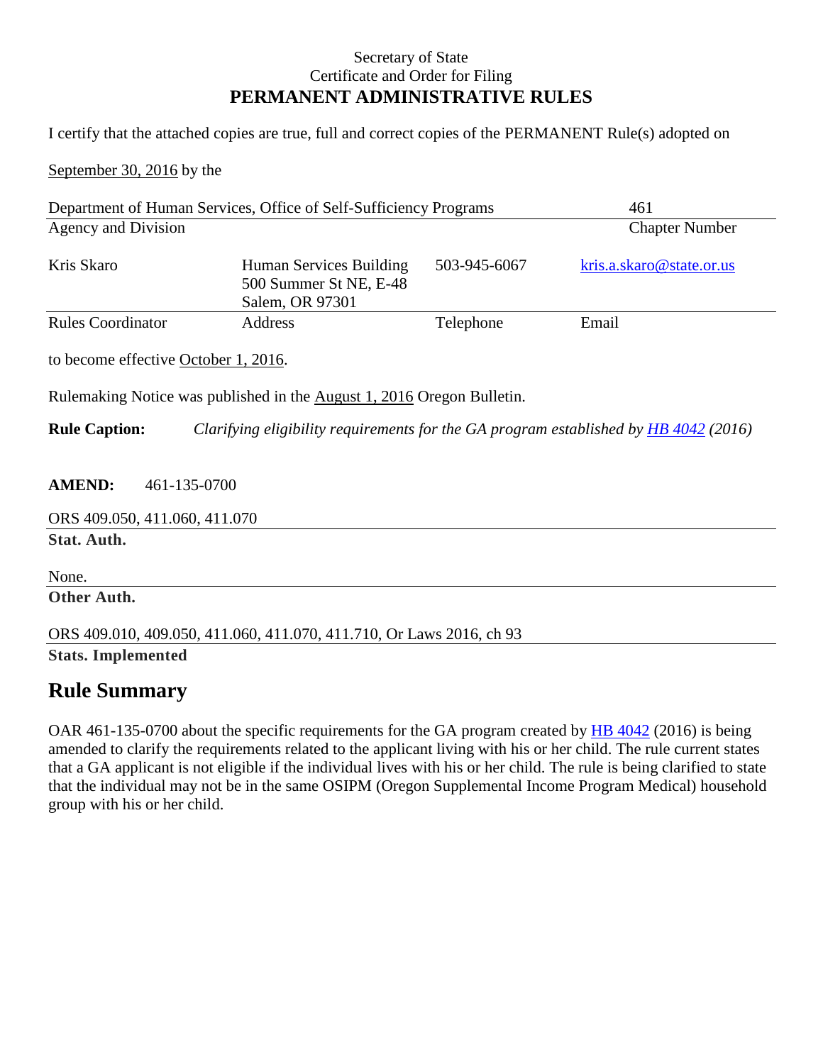Secretary of State
Certificate and Order for Filing
**PERMANENT ADMINISTRATIVE RULES**

I certify that the attached copies are true, full and correct copies of the PERMANENT Rule(s) adopted on

September 30, 2016 by the

| Department of Human Services, Office of Self-Sufficiency Programs | 461 |
| --- | --- |
| Agency and Division | Chapter Number |

| Kris Skaro | Human Services Building 500 Summer St NE, E-48 Salem, OR 97301 | 503-945-6067 | kris.a.skaro@state.or.us |
| --- | --- | --- | --- |
| Rules Coordinator | Address | Telephone | Email |

to become effective October 1, 2016.

Rulemaking Notice was published in the August 1, 2016 Oregon Bulletin.

**Rule Caption:** *Clarifying eligibility requirements for the GA program established by HB 4042 (2016)*

**AMEND:** 461-135-0700

ORS 409.050, 411.060, 411.070
**Stat. Auth.**

None.
**Other Auth.**

ORS 409.010, 409.050, 411.060, 411.070, 411.710, Or Laws 2016, ch 93
**Stats. Implemented**

## Rule Summary

OAR 461-135-0700 about the specific requirements for the GA program created by HB 4042 (2016) is being amended to clarify the requirements related to the applicant living with his or her child. The rule current states that a GA applicant is not eligible if the individual lives with his or her child. The rule is being clarified to state that the individual may not be in the same OSIPM (Oregon Supplemental Income Program Medical) household group with his or her child.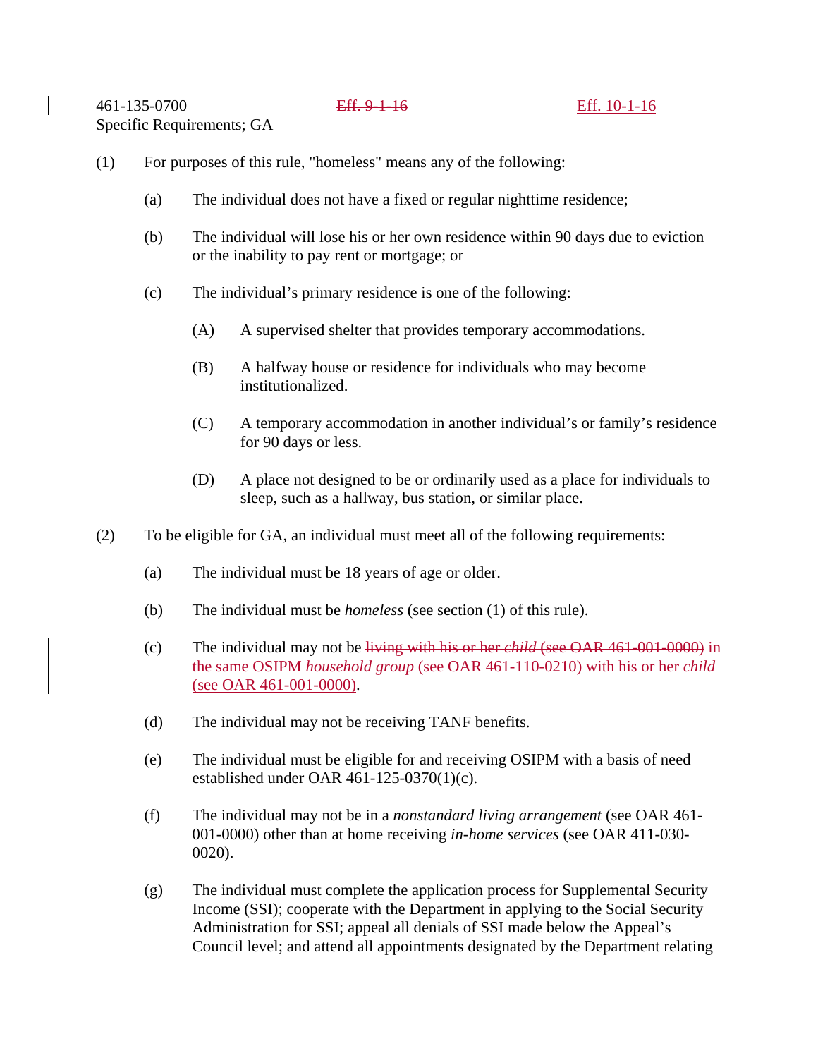461-135-0700 ~~Eff. 9-1-16~~ Eff. 10-1-16
Specific Requirements; GA

(1) For purposes of this rule, "homeless" means any of the following:

  (a) The individual does not have a fixed or regular nighttime residence;

  (b) The individual will lose his or her own residence within 90 days due to eviction or the inability to pay rent or mortgage; or

  (c) The individual's primary residence is one of the following:

    (A) A supervised shelter that provides temporary accommodations.

    (B) A halfway house or residence for individuals who may become institutionalized.

    (C) A temporary accommodation in another individual's or family's residence for 90 days or less.

    (D) A place not designed to be or ordinarily used as a place for individuals to sleep, such as a hallway, bus station, or similar place.

(2) To be eligible for GA, an individual must meet all of the following requirements:

  (a) The individual must be 18 years of age or older.

  (b) The individual must be *homeless* (see section (1) of this rule).

  (c) The individual may not be ~~living with his or her *child* (see OAR 461-001-0000)~~ in the same OSIPM *household group* (see OAR 461-110-0210) with his or her *child* (see OAR 461-001-0000).

  (d) The individual may not be receiving TANF benefits.

  (e) The individual must be eligible for and receiving OSIPM with a basis of need established under OAR 461-125-0370(1)(c).

  (f) The individual may not be in a *nonstandard living arrangement* (see OAR 461-001-0000) other than at home receiving *in-home services* (see OAR 411-030-0020).

  (g) The individual must complete the application process for Supplemental Security Income (SSI); cooperate with the Department in applying to the Social Security Administration for SSI; appeal all denials of SSI made below the Appeal's Council level; and attend all appointments designated by the Department relating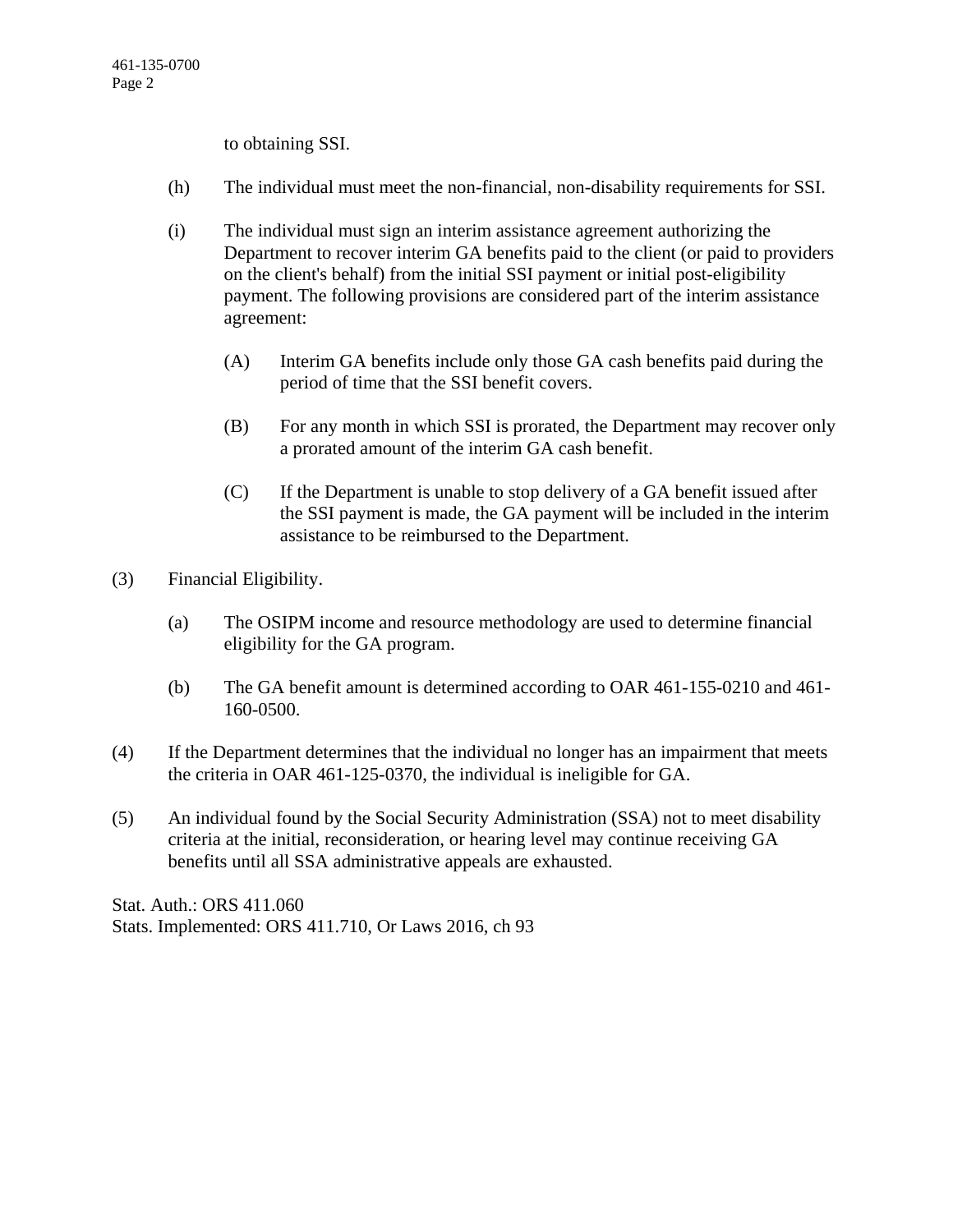to obtaining SSI.

(h) The individual must meet the non-financial, non-disability requirements for SSI.

(i) The individual must sign an interim assistance agreement authorizing the Department to recover interim GA benefits paid to the client (or paid to providers on the client's behalf) from the initial SSI payment or initial post-eligibility payment. The following provisions are considered part of the interim assistance agreement:

(A) Interim GA benefits include only those GA cash benefits paid during the period of time that the SSI benefit covers.

(B) For any month in which SSI is prorated, the Department may recover only a prorated amount of the interim GA cash benefit.

(C) If the Department is unable to stop delivery of a GA benefit issued after the SSI payment is made, the GA payment will be included in the interim assistance to be reimbursed to the Department.

(3) Financial Eligibility.

(a) The OSIPM income and resource methodology are used to determine financial eligibility for the GA program.

(b) The GA benefit amount is determined according to OAR 461-155-0210 and 461-160-0500.

(4) If the Department determines that the individual no longer has an impairment that meets the criteria in OAR 461-125-0370, the individual is ineligible for GA.

(5) An individual found by the Social Security Administration (SSA) not to meet disability criteria at the initial, reconsideration, or hearing level may continue receiving GA benefits until all SSA administrative appeals are exhausted.

Stat. Auth.: ORS 411.060
Stats. Implemented: ORS 411.710, Or Laws 2016, ch 93